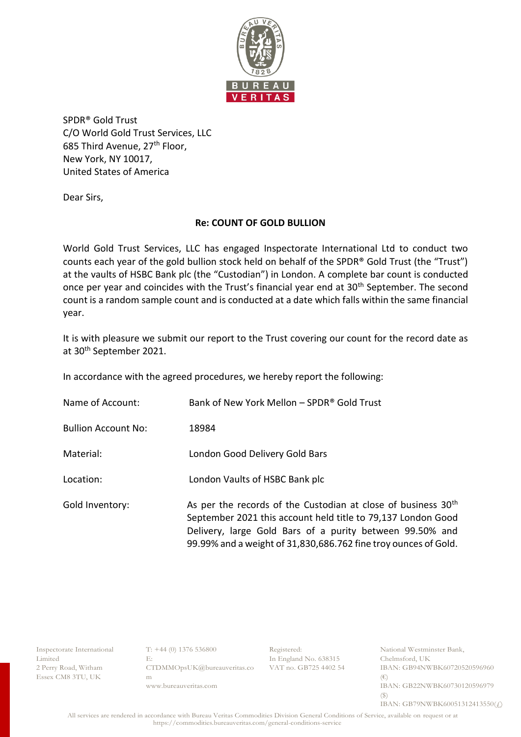SPDR® Gold Trust
C/O World Gold Trust Services, LLC
685 Third Avenue, 27th Floor,
New York, NY 10017,
United States of America

Dear Sirs,

**Re: COUNT OF GOLD BULLION**

World Gold Trust Services, LLC has engaged Inspectorate International Ltd to conduct two counts each year of the gold bullion stock held on behalf of the SPDR® Gold Trust (the "Trust") at the vaults of HSBC Bank plc (the "Custodian") in London. A complete bar count is conducted once per year and coincides with the Trust's financial year end at 30th September. The second count is a random sample count and is conducted at a date which falls within the same financial year.

It is with pleasure we submit our report to the Trust covering our count for the record date as at 30th September 2021.

In accordance with the agreed procedures, we hereby report the following:

| | |
|---|---|
| Name of Account: | Bank of New York Mellon – SPDR® Gold Trust |
| Bullion Account No: | 18984 |
| Material: | London Good Delivery Gold Bars |
| Location: | London Vaults of HSBC Bank plc |
| Gold Inventory: | As per the records of the Custodian at close of business 30th September 2021 this account held title to 79,137 London Good Delivery, large Gold Bars of a purity between 99.50% and 99.99% and a weight of 31,830,686.762 fine troy ounces of Gold. |

Inspectorate International Limited
2 Perry Road, Witham
Essex CM8 3TU, UK

T: +44 (0) 1376 536800
E: CTDMMOpsUK@bureauveritas.com
www.bureauveritas.com

Registered:
In England No. 638315
VAT no. GB725 4402 54

National Westminster Bank, Chelmsford, UK
IBAN: GB94NWBK60720520596960 (€)
IBAN: GB22NWBK60730120596979 ($)
IBAN: GB79NWBK60051312413550(£)

All services are rendered in accordance with Bureau Veritas Commodities Division General Conditions of Service, available on request or at https://commodities.bureauveritas.com/general-conditions-service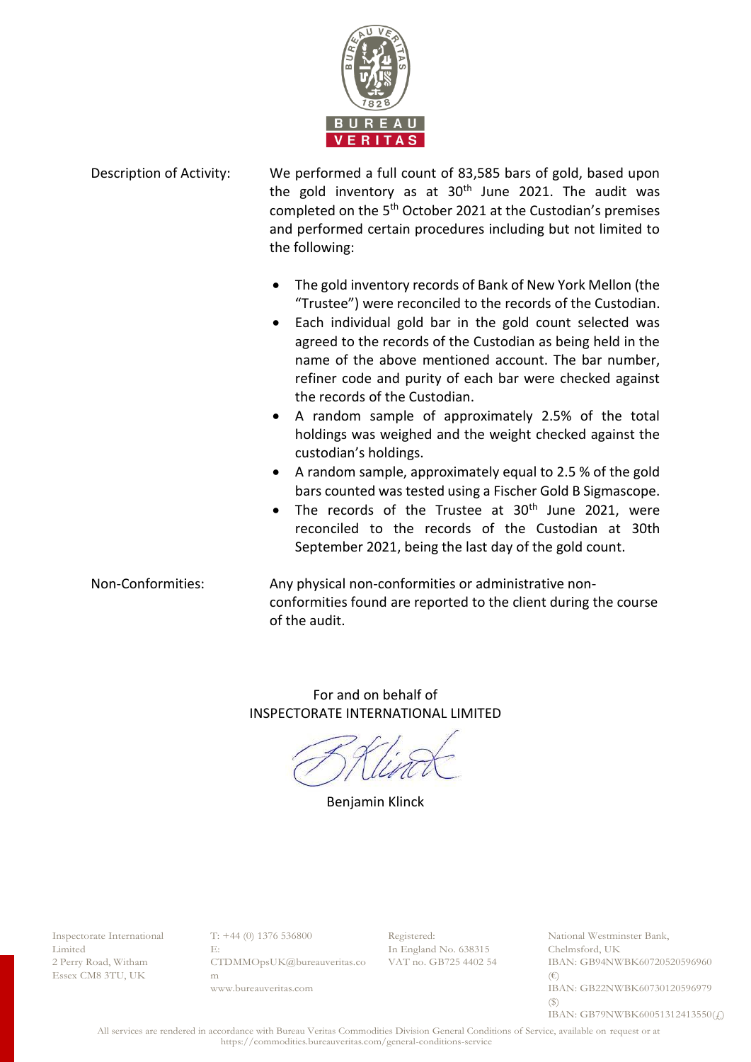Description of Activity: We performed a full count of 83,585 bars of gold, based upon the gold inventory as at 30th June 2021. The audit was completed on the 5th October 2021 at the Custodian's premises and performed certain procedures including but not limited to the following:

- The gold inventory records of Bank of New York Mellon (the "Trustee") were reconciled to the records of the Custodian.
- Each individual gold bar in the gold count selected was agreed to the records of the Custodian as being held in the name of the above mentioned account. The bar number, refiner code and purity of each bar were checked against the records of the Custodian.
- A random sample of approximately 2.5% of the total holdings was weighed and the weight checked against the custodian's holdings.
- A random sample, approximately equal to 2.5 % of the gold bars counted was tested using a Fischer Gold B Sigmascope.
- The records of the Trustee at 30th June 2021, were reconciled to the records of the Custodian at 30th September 2021, being the last day of the gold count.

Non-Conformities: Any physical non-conformities or administrative non-conformities found are reported to the client during the course of the audit.

For and on behalf of
INSPECTORATE INTERNATIONAL LIMITED

Benjamin Klinck

Inspectorate International Limited
2 Perry Road, Witham
Essex CM8 3TU, UK

T: +44 (0) 1376 536800
E: CTDMMOpsUK@bureauveritas.com
www.bureauveritas.com

Registered:
In England No. 638315
VAT no. GB725 4402 54

National Westminster Bank, Chelmsford, UK
IBAN: GB94NWBK60720520596960 (€)
IBAN: GB22NWBK60730120596979 ($)
IBAN: GB79NWBK60051312413550(£)

All services are rendered in accordance with Bureau Veritas Commodities Division General Conditions of Service, available on request or at https://commodities.bureauveritas.com/general-conditions-service